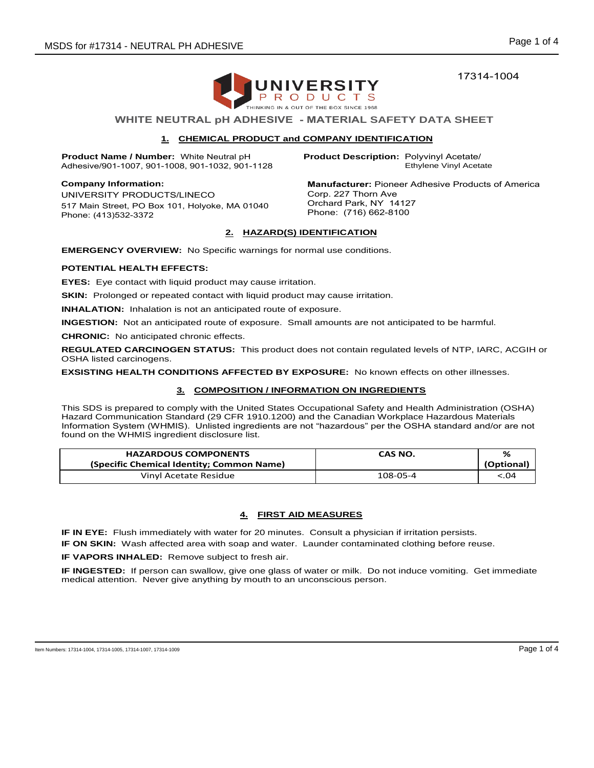17314-1004

UNIVERSITY PRODUCTS
THINKING IN & OUT OF THE BOX SINCE 1968

# WHITE NEUTRAL pH ADHESIVE - MATERIAL SAFETY DATA SHEET

## 1. CHEMICAL PRODUCT and COMPANY IDENTIFICATION

**Product Name / Number:** White Neutral pH Adhesive/901-1007, 901-1008, 901-1032, 901-1128

**Product Description:** Polyvinyl Acetate/ Ethylene Vinyl Acetate

**Company Information:**
UNIVERSITY PRODUCTS/LINECO
517 Main Street, PO Box 101, Holyoke, MA 01040
Phone: (413)532-3372

**Manufacturer:** Pioneer Adhesive Products of America Corp. 227 Thorn Ave
Orchard Park, NY 14127
Phone: (716) 662-8100

## 2. HAZARD(S) IDENTIFICATION

**EMERGENCY OVERVIEW:** No Specific warnings for normal use conditions.

**POTENTIAL HEALTH EFFECTS:**

**EYES:** Eye contact with liquid product may cause irritation.

**SKIN:** Prolonged or repeated contact with liquid product may cause irritation.

**INHALATION:** Inhalation is not an anticipated route of exposure.

**INGESTION:** Not an anticipated route of exposure. Small amounts are not anticipated to be harmful.

**CHRONIC:** No anticipated chronic effects.

**REGULATED CARCINOGEN STATUS:** This product does not contain regulated levels of NTP, IARC, ACGIH or OSHA listed carcinogens.

**EXSISTING HEALTH CONDITIONS AFFECTED BY EXPOSURE:** No known effects on other illnesses.

## 3. COMPOSITION / INFORMATION ON INGREDIENTS

This SDS is prepared to comply with the United States Occupational Safety and Health Administration (OSHA) Hazard Communication Standard (29 CFR 1910.1200) and the Canadian Workplace Hazardous Materials Information System (WHMIS). Unlisted ingredients are not "hazardous" per the OSHA standard and/or are not found on the WHMIS ingredient disclosure list.

| HAZARDOUS COMPONENTS (Specific Chemical Identity; Common Name) | CAS NO. | % (Optional) |
|---|---|---|
| Vinyl Acetate Residue | 108-05-4 | <.04 |

## 4. FIRST AID MEASURES

**IF IN EYE:** Flush immediately with water for 20 minutes. Consult a physician if irritation persists.

**IF ON SKIN:** Wash affected area with soap and water. Launder contaminated clothing before reuse.

**IF VAPORS INHALED:** Remove subject to fresh air.

**IF INGESTED:** If person can swallow, give one glass of water or milk. Do not induce vomiting. Get immediate medical attention. Never give anything by mouth to an unconscious person.

Item Numbers: 17314-1004, 17314-1005, 17314-1007, 17314-1009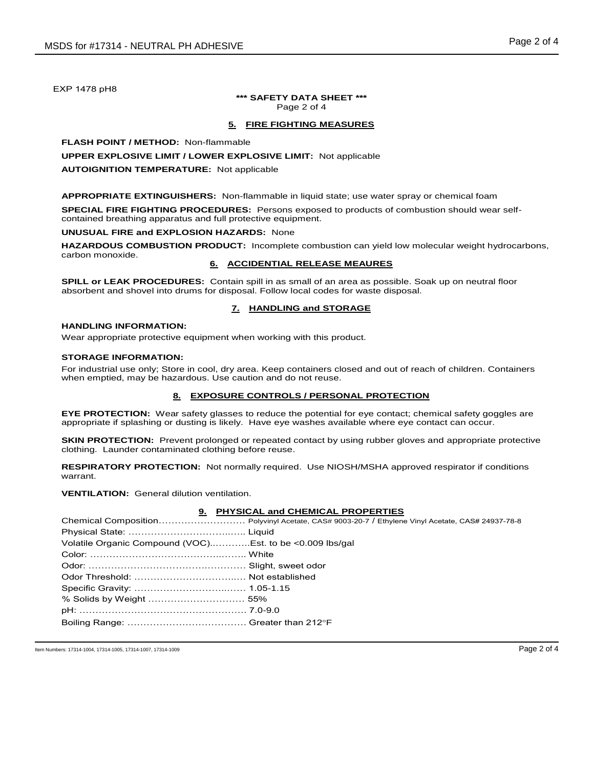EXP 1478 pH8

**\*\*\* SAFETY DATA SHEET \*\*\***
Page 2 of 4

## 5. FIRE FIGHTING MEASURES

**FLASH POINT / METHOD:** Non-flammable

**UPPER EXPLOSIVE LIMIT / LOWER EXPLOSIVE LIMIT:** Not applicable

**AUTOIGNITION TEMPERATURE:** Not applicable

**APPROPRIATE EXTINGUISHERS:** Non-flammable in liquid state; use water spray or chemical foam

**SPECIAL FIRE FIGHTING PROCEDURES:** Persons exposed to products of combustion should wear self-contained breathing apparatus and full protective equipment.

**UNUSUAL FIRE and EXPLOSION HAZARDS:** None

**HAZARDOUS COMBUSTION PRODUCT:** Incomplete combustion can yield low molecular weight hydrocarbons, carbon monoxide.

## 6. ACCIDENTIAL RELEASE MEAURES

**SPILL or LEAK PROCEDURES:** Contain spill in as small of an area as possible. Soak up on neutral floor absorbent and shovel into drums for disposal. Follow local codes for waste disposal.

## 7. HANDLING and STORAGE

**HANDLING INFORMATION:**

Wear appropriate protective equipment when working with this product.

**STORAGE INFORMATION:**

For industrial use only; Store in cool, dry area. Keep containers closed and out of reach of children. Containers when emptied, may be hazardous. Use caution and do not reuse.

## 8. EXPOSURE CONTROLS / PERSONAL PROTECTION

**EYE PROTECTION:** Wear safety glasses to reduce the potential for eye contact; chemical safety goggles are appropriate if splashing or dusting is likely. Have eye washes available where eye contact can occur.

**SKIN PROTECTION:** Prevent prolonged or repeated contact by using rubber gloves and appropriate protective clothing. Launder contaminated clothing before reuse.

**RESPIRATORY PROTECTION:** Not normally required. Use NIOSH/MSHA approved respirator if conditions warrant.

**VENTILATION:** General dilution ventilation.

## 9. PHYSICAL and CHEMICAL PROPERTIES

Chemical Composition……………………… Polyvinyl Acetate, CAS# 9003-20-7 / Ethylene Vinyl Acetate, CAS# 24937-78-8
Physical State: ……………………………….. Liquid
Volatile Organic Compound (VOC)…………Est. to be <0.009 lbs/gal
Color: ………………………………………. White
Odor: ………………………………………… Slight, sweet odor
Odor Threshold: …………………………… Not established
Specific Gravity: …………………………… 1.05-1.15
% Solids by Weight ………………………… 55%
pH: …………………………………………… 7.0-9.0
Boiling Range: ……………………………… Greater than 212°F

Item Numbers: 17314-1004, 17314-1005, 17314-1007, 17314-1009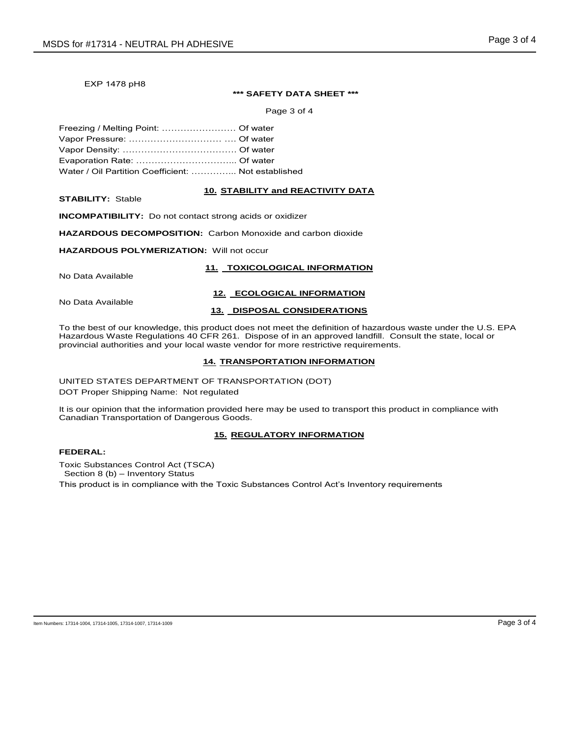EXP 1478 pH8

**\*\*\* SAFETY DATA SHEET \*\*\***

Freezing / Melting Point: …………………… Of water
Vapor Pressure: ………………………… …. Of water
Vapor Density: ………………………………. Of water
Evaporation Rate: …………………………... Of water
Water / Oil Partition Coefficient: …………... Not established

## 10. STABILITY and REACTIVITY DATA

**STABILITY:** Stable

**INCOMPATIBILITY:** Do not contact strong acids or oxidizer

**HAZARDOUS DECOMPOSITION:** Carbon Monoxide and carbon dioxide

**HAZARDOUS POLYMERIZATION:** Will not occur

## 11. TOXICOLOGICAL INFORMATION

No Data Available

## 12. ECOLOGICAL INFORMATION

No Data Available

## 13. DISPOSAL CONSIDERATIONS

To the best of our knowledge, this product does not meet the definition of hazardous waste under the U.S. EPA Hazardous Waste Regulations 40 CFR 261. Dispose of in an approved landfill. Consult the state, local or provincial authorities and your local waste vendor for more restrictive requirements.

## 14. TRANSPORTATION INFORMATION

UNITED STATES DEPARTMENT OF TRANSPORTATION (DOT)
DOT Proper Shipping Name: Not regulated

It is our opinion that the information provided here may be used to transport this product in compliance with Canadian Transportation of Dangerous Goods.

## 15. REGULATORY INFORMATION

**FEDERAL:**

Toxic Substances Control Act (TSCA)
Section 8 (b) – Inventory Status
This product is in compliance with the Toxic Substances Control Act's Inventory requirements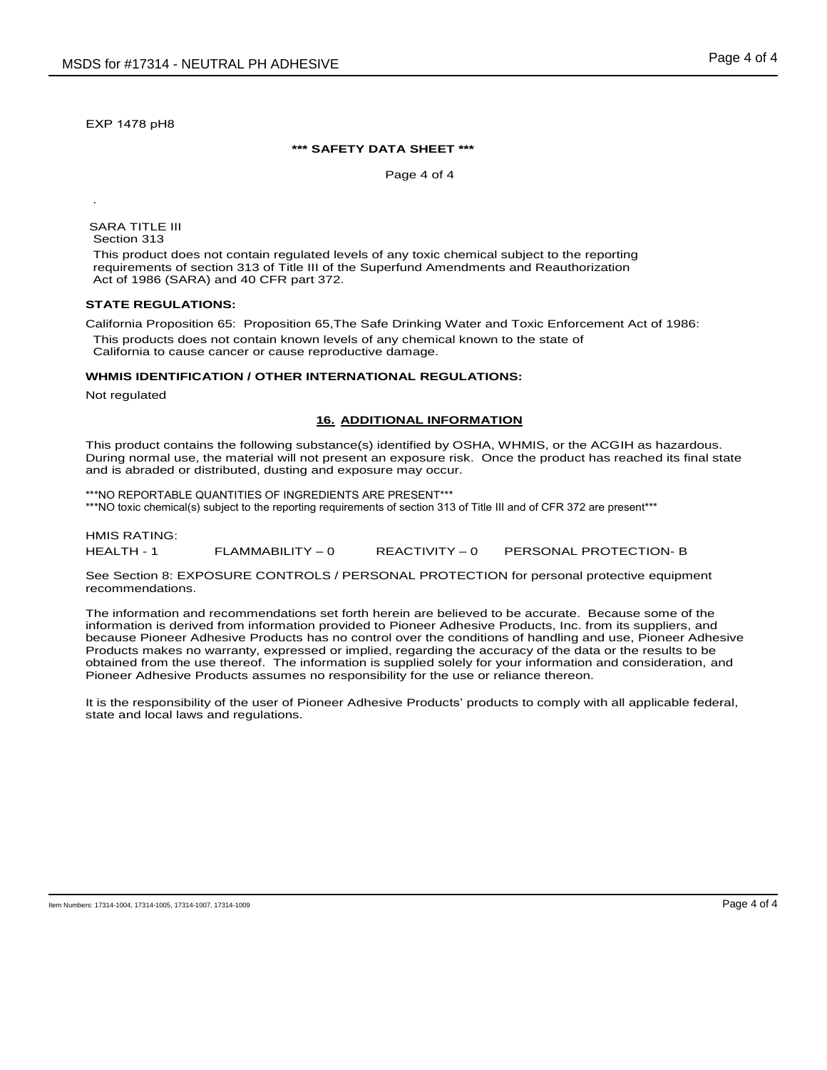EXP 1478 pH8

**\*\*\* SAFETY DATA SHEET \*\*\***

.

SARA TITLE III

Section 313

This product does not contain regulated levels of any toxic chemical subject to the reporting requirements of section 313 of Title III of the Superfund Amendments and Reauthorization Act of 1986 (SARA) and 40 CFR part 372.

**STATE REGULATIONS:**

California Proposition 65: Proposition 65,The Safe Drinking Water and Toxic Enforcement Act of 1986:

This products does not contain known levels of any chemical known to the state of California to cause cancer or cause reproductive damage.

**WHMIS IDENTIFICATION / OTHER INTERNATIONAL REGULATIONS:**

Not regulated

## 16. ADDITIONAL INFORMATION

This product contains the following substance(s) identified by OSHA, WHMIS, or the ACGIH as hazardous. During normal use, the material will not present an exposure risk. Once the product has reached its final state and is abraded or distributed, dusting and exposure may occur.

***NO REPORTABLE QUANTITIES OF INGREDIENTS ARE PRESENT***

***NO toxic chemical(s) subject to the reporting requirements of section 313 of Title III and of CFR 372 are present***

HMIS RATING:

HEALTH - 1 FLAMMABILITY – 0 REACTIVITY – 0 PERSONAL PROTECTION- B

See Section 8: EXPOSURE CONTROLS / PERSONAL PROTECTION for personal protective equipment recommendations.

The information and recommendations set forth herein are believed to be accurate. Because some of the information is derived from information provided to Pioneer Adhesive Products, Inc. from its suppliers, and because Pioneer Adhesive Products has no control over the conditions of handling and use, Pioneer Adhesive Products makes no warranty, expressed or implied, regarding the accuracy of the data or the results to be obtained from the use thereof. The information is supplied solely for your information and consideration, and Pioneer Adhesive Products assumes no responsibility for the use or reliance thereon.

It is the responsibility of the user of Pioneer Adhesive Products' products to comply with all applicable federal, state and local laws and regulations.

Item Numbers: 17314-1004, 17314-1005, 17314-1007, 17314-1009